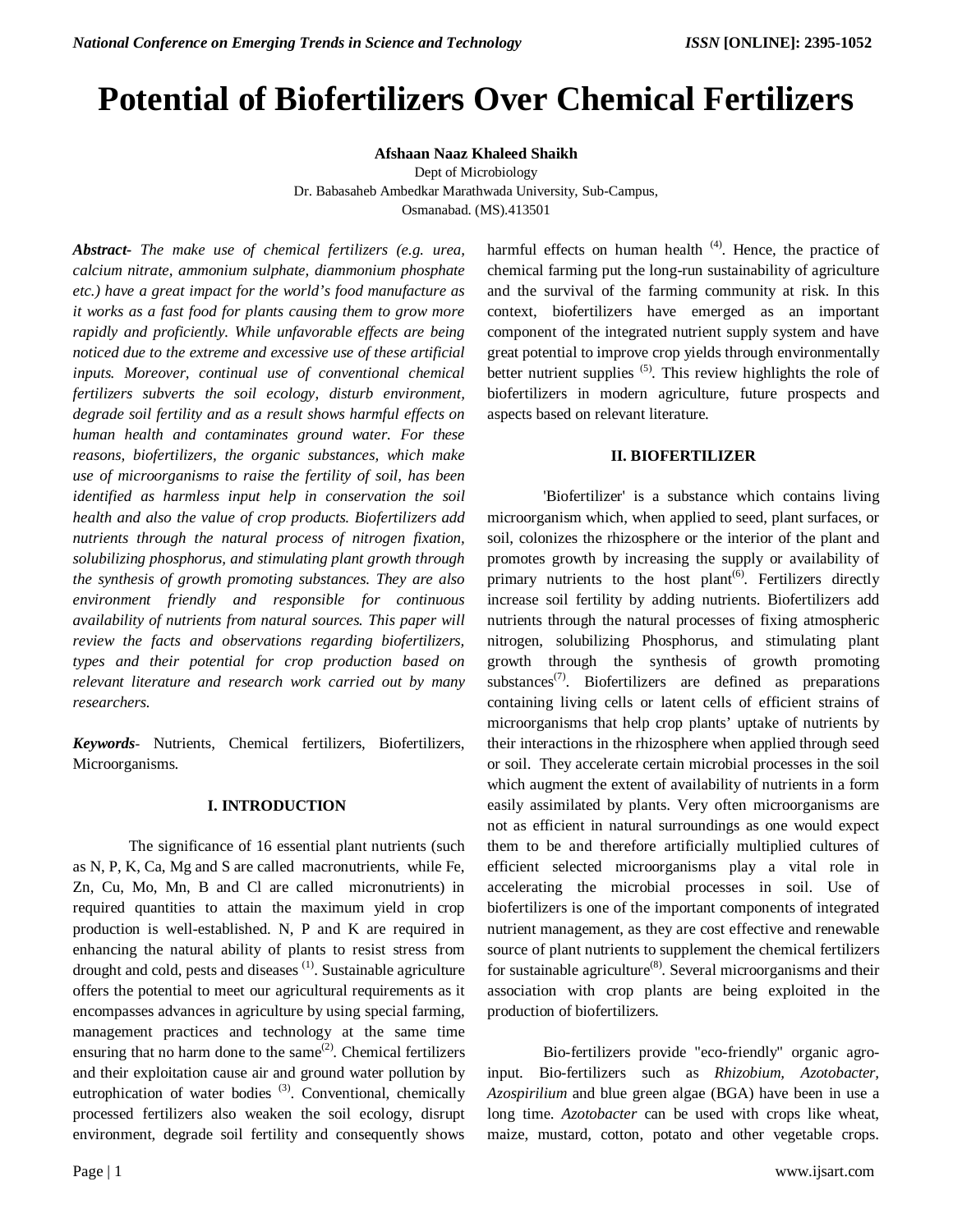# Potential of Biofertilizers Over Chemical Fertilizers

**Afshaan Naaz Khaleed Shaikh**

Dept of Microbiology

Dr. Babasaheb Ambedkar Marathwada University, Sub-Campus,

Osmanabad. (MS).413501

***Abstract-*** *The make use of chemical fertilizers (e.g. urea, calcium nitrate, ammonium sulphate, diammonium phosphate etc.) have a great impact for the world's food manufacture as it works as a fast food for plants causing them to grow more rapidly and proficiently. While unfavorable effects are being noticed due to the extreme and excessive use of these artificial inputs. Moreover, continual use of conventional chemical fertilizers subverts the soil ecology, disturb environment, degrade soil fertility and as a result shows harmful effects on human health and contaminates ground water. For these reasons, biofertilizers, the organic substances, which make use of microorganisms to raise the fertility of soil, has been identified as harmless input help in conservation the soil health and also the value of crop products. Biofertilizers add nutrients through the natural process of nitrogen fixation, solubilizing phosphorus, and stimulating plant growth through the synthesis of growth promoting substances. They are also environment friendly and responsible for continuous availability of nutrients from natural sources. This paper will review the facts and observations regarding biofertilizers, types and their potential for crop production based on relevant literature and research work carried out by many researchers.*

***Keywords***- Nutrients, Chemical fertilizers, Biofertilizers, Microorganisms.

## I. INTRODUCTION

The significance of 16 essential plant nutrients (such as N, P, K, Ca, Mg and S are called macronutrients, while Fe, Zn, Cu, Mo, Mn, B and Cl are called micronutrients) in required quantities to attain the maximum yield in crop production is well-established. N, P and K are required in enhancing the natural ability of plants to resist stress from drought and cold, pests and diseases (1). Sustainable agriculture offers the potential to meet our agricultural requirements as it encompasses advances in agriculture by using special farming, management practices and technology at the same time ensuring that no harm done to the same(2). Chemical fertilizers and their exploitation cause air and ground water pollution by eutrophication of water bodies (3). Conventional, chemically processed fertilizers also weaken the soil ecology, disrupt environment, degrade soil fertility and consequently shows harmful effects on human health (4). Hence, the practice of chemical farming put the long-run sustainability of agriculture and the survival of the farming community at risk. In this context, biofertilizers have emerged as an important component of the integrated nutrient supply system and have great potential to improve crop yields through environmentally better nutrient supplies (5). This review highlights the role of biofertilizers in modern agriculture, future prospects and aspects based on relevant literature.

## II. BIOFERTILIZER

'Biofertilizer' is a substance which contains living microorganism which, when applied to seed, plant surfaces, or soil, colonizes the rhizosphere or the interior of the plant and promotes growth by increasing the supply or availability of primary nutrients to the host plant(6). Fertilizers directly increase soil fertility by adding nutrients. Biofertilizers add nutrients through the natural processes of fixing atmospheric nitrogen, solubilizing Phosphorus, and stimulating plant growth through the synthesis of growth promoting substances(7). Biofertilizers are defined as preparations containing living cells or latent cells of efficient strains of microorganisms that help crop plants' uptake of nutrients by their interactions in the rhizosphere when applied through seed or soil. They accelerate certain microbial processes in the soil which augment the extent of availability of nutrients in a form easily assimilated by plants. Very often microorganisms are not as efficient in natural surroundings as one would expect them to be and therefore artificially multiplied cultures of efficient selected microorganisms play a vital role in accelerating the microbial processes in soil. Use of biofertilizers is one of the important components of integrated nutrient management, as they are cost effective and renewable source of plant nutrients to supplement the chemical fertilizers for sustainable agriculture(8). Several microorganisms and their association with crop plants are being exploited in the production of biofertilizers.

Bio-fertilizers provide "eco-friendly" organic agro-input. Bio-fertilizers such as *Rhizobium, Azotobacter, Azospirilium* and blue green algae (BGA) have been in use a long time. *Azotobacter* can be used with crops like wheat, maize, mustard, cotton, potato and other vegetable crops.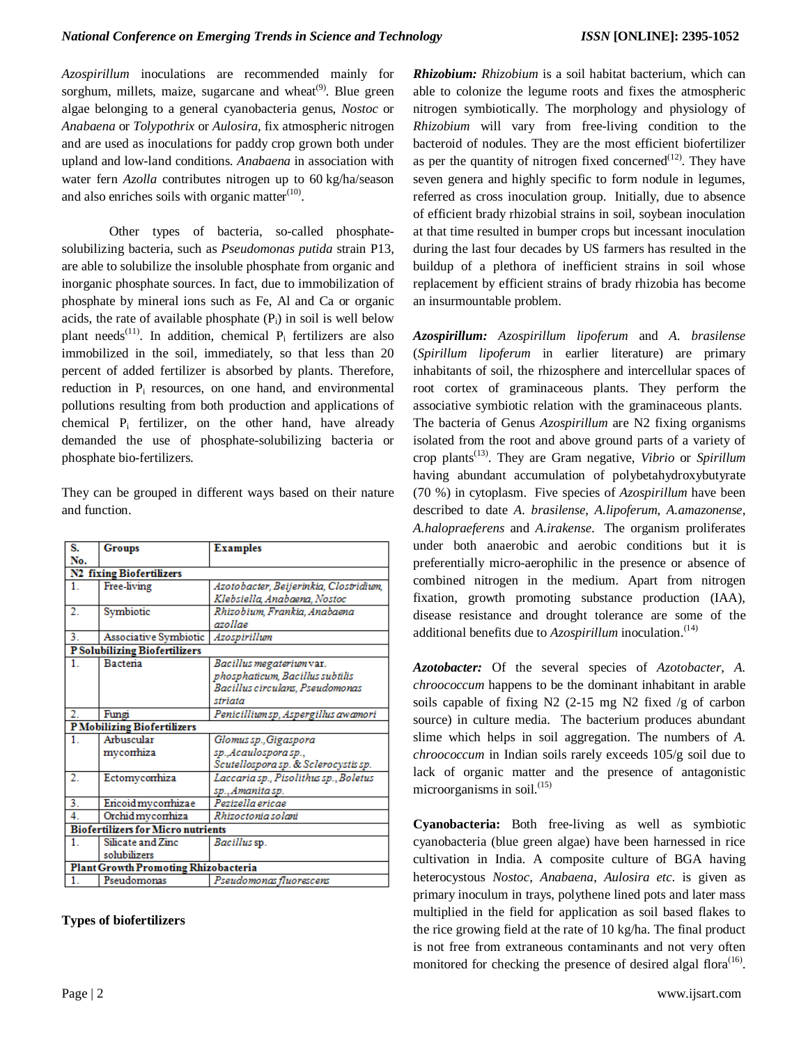*Azospirillum* inoculations are recommended mainly for sorghum, millets, maize, sugarcane and wheat[9]. Blue green algae belonging to a general cyanobacteria genus, *Nostoc* or *Anabaena* or *Tolypothrix* or *Aulosira*, fix atmospheric nitrogen and are used as inoculations for paddy crop grown both under upland and low-land conditions. *Anabaena* in association with water fern *Azolla* contributes nitrogen up to 60 kg/ha/season and also enriches soils with organic matter[10].

Other types of bacteria, so-called phosphate-solubilizing bacteria, such as *Pseudomonas putida* strain P13, are able to solubilize the insoluble phosphate from organic and inorganic phosphate sources. In fact, due to immobilization of phosphate by mineral ions such as Fe, Al and Ca or organic acids, the rate of available phosphate ($P_i$) in soil is well below plant needs[11]. In addition, chemical $P_i$ fertilizers are also immobilized in the soil, immediately, so that less than 20 percent of added fertilizer is absorbed by plants. Therefore, reduction in $P_i$ resources, on one hand, and environmental pollutions resulting from both production and applications of chemical $P_i$ fertilizer, on the other hand, have already demanded the use of phosphate-solubilizing bacteria or phosphate bio-fertilizers.

They can be grouped in different ways based on their nature and function.

| S. No. | Groups | Examples |
|---|---|---|
| **N2 fixing Biofertilizers** | | |
| 1. | Free-living | *Azotobacter, Beijerinkia, Clostridium, Klebsiella, Anabaena, Nostoc* |
| 2. | Symbiotic | *Rhizobium, Frankia, Anabaena azollae* |
| 3. | Associative Symbiotic | *Azospirillum* |
| **P Solubilizing Biofertilizers** | | |
| 1. | Bacteria | *Bacillus megaterium var. phosphaticum, Bacillus subtilis Bacillus circulans, Pseudomonas striata* |
| 2. | Fungi | *Penicillium sp, Aspergillus awamori* |
| **P Mobilizing Biofertilizers** | | |
| 1. | Arbuscular mycorrhiza | *Glomus sp.,Gigaspora sp.,Acaulospora sp., Scutellospora sp. & Sclerocystis sp.* |
| 2. | Ectomycorrhiza | *Laccaria sp., Pisolithus sp., Boletus sp., Amanita sp.* |
| 3. | Ericoid mycorrhizae | *Pezizella ericae* |
| 4. | Orchid mycorrhiza | *Rhizoctonia solani* |
| **Biofertilizers for Micro nutrients** | | |
| 1. | Silicate and Zinc solubilizers | *Bacillus sp.* |
| **Plant Growth Promoting Rhizobacteria** | | |
| 1. | Pseudomonas | *Pseudomonas fluorescens* |

**Types of biofertilizers**

***Rhizobium:*** *Rhizobium* is a soil habitat bacterium, which can able to colonize the legume roots and fixes the atmospheric nitrogen symbiotically. The morphology and physiology of *Rhizobium* will vary from free-living condition to the bacteroid of nodules. They are the most efficient biofertilizer as per the quantity of nitrogen fixed concerned[12]. They have seven genera and highly specific to form nodule in legumes, referred as cross inoculation group. Initially, due to absence of efficient brady rhizobial strains in soil, soybean inoculation at that time resulted in bumper crops but incessant inoculation during the last four decades by US farmers has resulted in the buildup of a plethora of inefficient strains in soil whose replacement by efficient strains of brady rhizobia has become an insurmountable problem.

***Azospirillum:*** *Azospirillum lipoferum* and *A. brasilense* (*Spirillum lipoferum* in earlier literature) are primary inhabitants of soil, the rhizosphere and intercellular spaces of root cortex of graminaceous plants. They perform the associative symbiotic relation with the graminaceous plants. The bacteria of Genus *Azospirillum* are N2 fixing organisms isolated from the root and above ground parts of a variety of crop plants[13]. They are Gram negative, *Vibrio* or *Spirillum* having abundant accumulation of polybetahydroxybutyrate (70 %) in cytoplasm. Five species of *Azospirillum* have been described to date *A. brasilense*, *A.lipoferum*, *A.amazonense*, *A.halopraeferens* and *A.irakense*. The organism proliferates under both anaerobic and aerobic conditions but it is preferentially micro-aerophilic in the presence or absence of combined nitrogen in the medium. Apart from nitrogen fixation, growth promoting substance production (IAA), disease resistance and drought tolerance are some of the additional benefits due to *Azospirillum* inoculation.[14]

***Azotobacter:*** Of the several species of *Azotobacter*, *A. chroococcum* happens to be the dominant inhabitant in arable soils capable of fixing N2 (2-15 mg N2 fixed /g of carbon source) in culture media. The bacterium produces abundant slime which helps in soil aggregation. The numbers of *A. chroococcum* in Indian soils rarely exceeds 105/g soil due to lack of organic matter and the presence of antagonistic microorganisms in soil.[15]

**Cyanobacteria:** Both free-living as well as symbiotic cyanobacteria (blue green algae) have been harnessed in rice cultivation in India. A composite culture of BGA having heterocystous *Nostoc*, *Anabaena*, *Aulosira etc.* is given as primary inoculum in trays, polythene lined pots and later mass multiplied in the field for application as soil based flakes to the rice growing field at the rate of 10 kg/ha. The final product is not free from extraneous contaminants and not very often monitored for checking the presence of desired algal flora[16].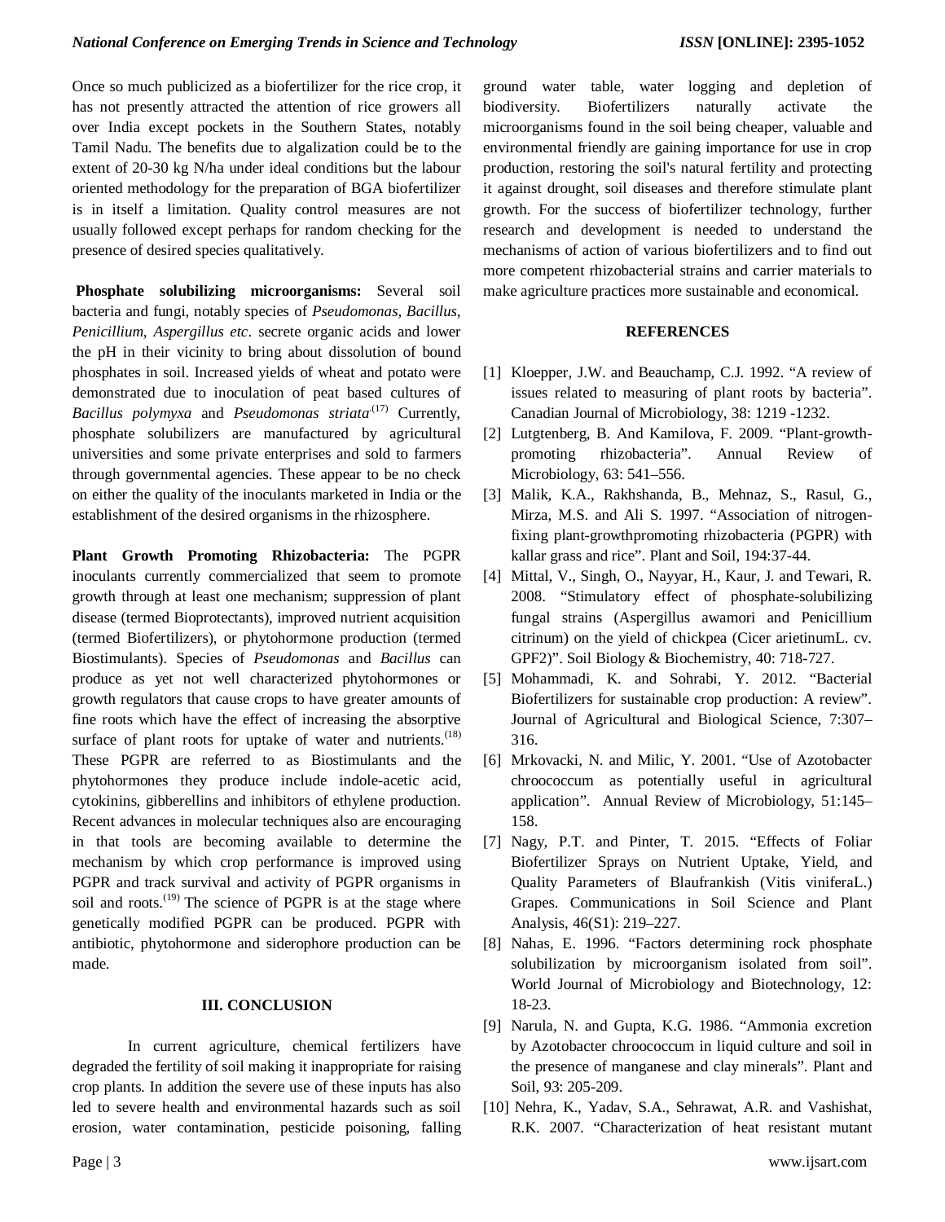Once so much publicized as a biofertilizer for the rice crop, it has not presently attracted the attention of rice growers all over India except pockets in the Southern States, notably Tamil Nadu. The benefits due to algalization could be to the extent of 20-30 kg N/ha under ideal conditions but the labour oriented methodology for the preparation of BGA biofertilizer is in itself a limitation. Quality control measures are not usually followed except perhaps for random checking for the presence of desired species qualitatively.

**Phosphate solubilizing microorganisms:** Several soil bacteria and fungi, notably species of *Pseudomonas, Bacillus, Penicillium, Aspergillus etc*. secrete organic acids and lower the pH in their vicinity to bring about dissolution of bound phosphates in soil. Increased yields of wheat and potato were demonstrated due to inoculation of peat based cultures of *Bacillus polymyxa* and *Pseudomonas striata* (17) Currently, phosphate solubilizers are manufactured by agricultural universities and some private enterprises and sold to farmers through governmental agencies. These appear to be no check on either the quality of the inoculants marketed in India or the establishment of the desired organisms in the rhizosphere.

**Plant Growth Promoting Rhizobacteria:** The PGPR inoculants currently commercialized that seem to promote growth through at least one mechanism; suppression of plant disease (termed Bioprotectants), improved nutrient acquisition (termed Biofertilizers), or phytohormone production (termed Biostimulants). Species of *Pseudomonas* and *Bacillus* can produce as yet not well characterized phytohormones or growth regulators that cause crops to have greater amounts of fine roots which have the effect of increasing the absorptive surface of plant roots for uptake of water and nutrients.(18) These PGPR are referred to as Biostimulants and the phytohormones they produce include indole-acetic acid, cytokinins, gibberellins and inhibitors of ethylene production. Recent advances in molecular techniques also are encouraging in that tools are becoming available to determine the mechanism by which crop performance is improved using PGPR and track survival and activity of PGPR organisms in soil and roots.(19) The science of PGPR is at the stage where genetically modified PGPR can be produced. PGPR with antibiotic, phytohormone and siderophore production can be made.

## III. CONCLUSION

In current agriculture, chemical fertilizers have degraded the fertility of soil making it inappropriate for raising crop plants. In addition the severe use of these inputs has also led to severe health and environmental hazards such as soil erosion, water contamination, pesticide poisoning, falling ground water table, water logging and depletion of biodiversity. Biofertilizers naturally activate the microorganisms found in the soil being cheaper, valuable and environmental friendly are gaining importance for use in crop production, restoring the soil's natural fertility and protecting it against drought, soil diseases and therefore stimulate plant growth. For the success of biofertilizer technology, further research and development is needed to understand the mechanisms of action of various biofertilizers and to find out more competent rhizobacterial strains and carrier materials to make agriculture practices more sustainable and economical.

## REFERENCES

[1] Kloepper, J.W. and Beauchamp, C.J. 1992. "A review of issues related to measuring of plant roots by bacteria". Canadian Journal of Microbiology, 38: 1219 -1232.

[2] Lutgtenberg, B. And Kamilova, F. 2009. "Plant-growth-promoting rhizobacteria". Annual Review of Microbiology, 63: 541–556.

[3] Malik, K.A., Rakhshanda, B., Mehnaz, S., Rasul, G., Mirza, M.S. and Ali S. 1997. "Association of nitrogen-fixing plant-growthpromoting rhizobacteria (PGPR) with kallar grass and rice". Plant and Soil, 194:37-44.

[4] Mittal, V., Singh, O., Nayyar, H., Kaur, J. and Tewari, R. 2008. "Stimulatory effect of phosphate-solubilizing fungal strains (Aspergillus awamori and Penicillium citrinum) on the yield of chickpea (Cicer arietinumL. cv. GPF2)". Soil Biology & Biochemistry, 40: 718-727.

[5] Mohammadi, K. and Sohrabi, Y. 2012. "Bacterial Biofertilizers for sustainable crop production: A review". Journal of Agricultural and Biological Science, 7:307–316.

[6] Mrkovacki, N. and Milic, Y. 2001. "Use of Azotobacter chroococcum as potentially useful in agricultural application". Annual Review of Microbiology, 51:145–158.

[7] Nagy, P.T. and Pinter, T. 2015. "Effects of Foliar Biofertilizer Sprays on Nutrient Uptake, Yield, and Quality Parameters of Blaufrankish (Vitis viniferaL.) Grapes. Communications in Soil Science and Plant Analysis, 46(S1): 219–227.

[8] Nahas, E. 1996. "Factors determining rock phosphate solubilization by microorganism isolated from soil". World Journal of Microbiology and Biotechnology, 12: 18-23.

[9] Narula, N. and Gupta, K.G. 1986. "Ammonia excretion by Azotobacter chroococcum in liquid culture and soil in the presence of manganese and clay minerals". Plant and Soil, 93: 205-209.

[10] Nehra, K., Yadav, S.A., Sehrawat, A.R. and Vashishat, R.K. 2007. "Characterization of heat resistant mutant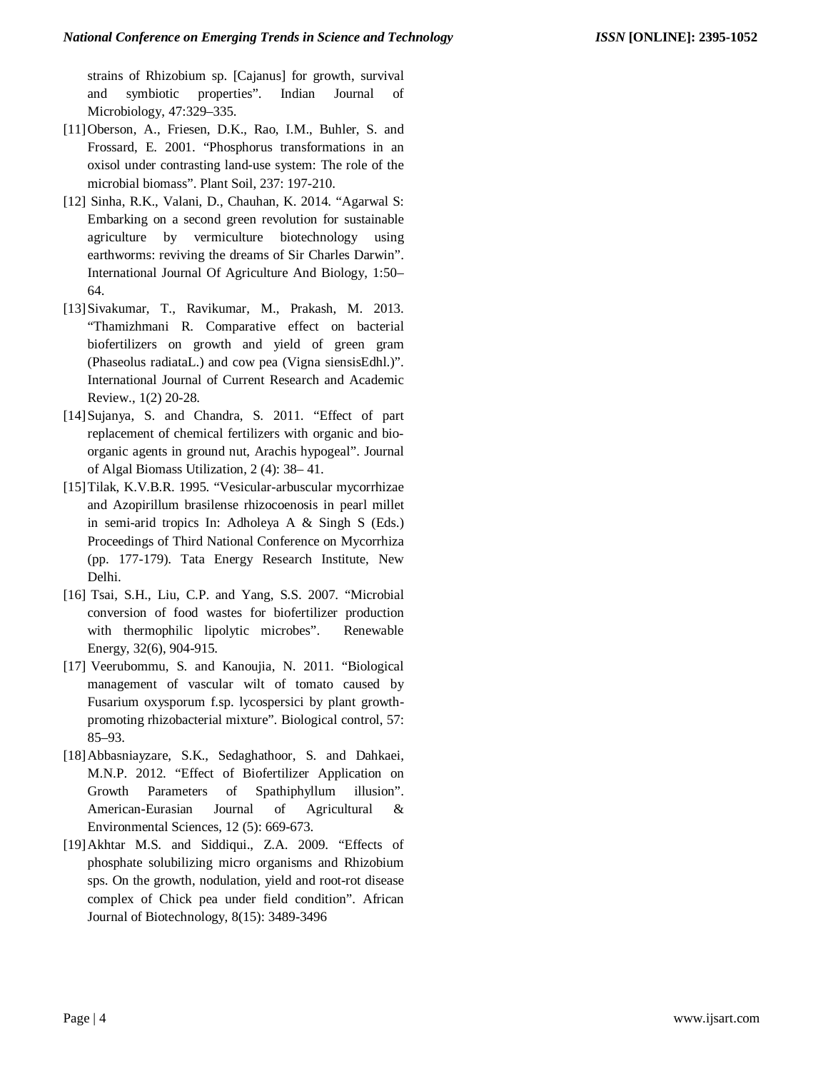strains of Rhizobium sp. [Cajanus] for growth, survival and symbiotic properties". Indian Journal of Microbiology, 47:329–335.

[11] Oberson, A., Friesen, D.K., Rao, I.M., Buhler, S. and Frossard, E. 2001. "Phosphorus transformations in an oxisol under contrasting land-use system: The role of the microbial biomass". Plant Soil, 237: 197-210.

[12] Sinha, R.K., Valani, D., Chauhan, K. 2014. "Agarwal S: Embarking on a second green revolution for sustainable agriculture by vermiculture biotechnology using earthworms: reviving the dreams of Sir Charles Darwin". International Journal Of Agriculture And Biology, 1:50–64.

[13] Sivakumar, T., Ravikumar, M., Prakash, M. 2013. "Thamizhmani R. Comparative effect on bacterial biofertilizers on growth and yield of green gram (Phaseolus radiataL.) and cow pea (Vigna siensisEdhl.)". International Journal of Current Research and Academic Review., 1(2) 20-28.

[14] Sujanya, S. and Chandra, S. 2011. "Effect of part replacement of chemical fertilizers with organic and bio-organic agents in ground nut, Arachis hypogeal". Journal of Algal Biomass Utilization, 2 (4): 38– 41.

[15] Tilak, K.V.B.R. 1995. "Vesicular-arbuscular mycorrhizae and Azopirillum brasilense rhizocoenosis in pearl millet in semi-arid tropics In: Adholeya A & Singh S (Eds.) Proceedings of Third National Conference on Mycorrhiza (pp. 177-179). Tata Energy Research Institute, New Delhi.

[16] Tsai, S.H., Liu, C.P. and Yang, S.S. 2007. "Microbial conversion of food wastes for biofertilizer production with thermophilic lipolytic microbes". Renewable Energy, 32(6), 904-915.

[17] Veerubommu, S. and Kanoujia, N. 2011. "Biological management of vascular wilt of tomato caused by Fusarium oxysporum f.sp. lycospersici by plant growth-promoting rhizobacterial mixture". Biological control, 57: 85–93.

[18] Abbasniayzare, S.K., Sedaghathoor, S. and Dahkaei, M.N.P. 2012. "Effect of Biofertilizer Application on Growth Parameters of Spathiphyllum illusion". American-Eurasian Journal of Agricultural & Environmental Sciences, 12 (5): 669-673.

[19] Akhtar M.S. and Siddiqui., Z.A. 2009. "Effects of phosphate solubilizing micro organisms and Rhizobium sps. On the growth, nodulation, yield and root-rot disease complex of Chick pea under field condition". African Journal of Biotechnology, 8(15): 3489-3496